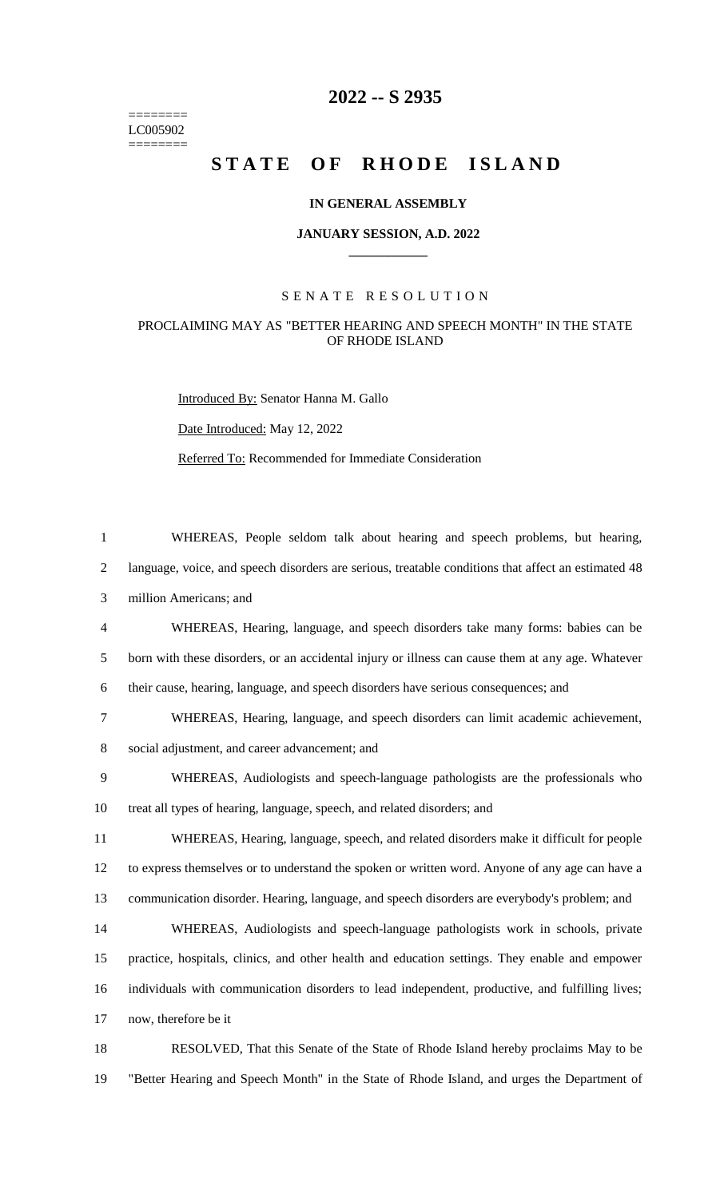========
LC005902
========

# 2022 -- S 2935

# STATE OF RHODE ISLAND

### IN GENERAL ASSEMBLY

### JANUARY SESSION, A.D. 2022

---

## SENATE RESOLUTION

### PROCLAIMING MAY AS "BETTER HEARING AND SPEECH MONTH" IN THE STATE OF RHODE ISLAND

Introduced By: Senator Hanna M. Gallo

Date Introduced: May 12, 2022

Referred To: Recommended for Immediate Consideration

1 WHEREAS, People seldom talk about hearing and speech problems, but hearing,
2 language, voice, and speech disorders are serious, treatable conditions that affect an estimated 48
3 million Americans; and
4 WHEREAS, Hearing, language, and speech disorders take many forms: babies can be
5 born with these disorders, or an accidental injury or illness can cause them at any age. Whatever
6 their cause, hearing, language, and speech disorders have serious consequences; and
7 WHEREAS, Hearing, language, and speech disorders can limit academic achievement,
8 social adjustment, and career advancement; and
9 WHEREAS, Audiologists and speech-language pathologists are the professionals who
10 treat all types of hearing, language, speech, and related disorders; and
11 WHEREAS, Hearing, language, speech, and related disorders make it difficult for people
12 to express themselves or to understand the spoken or written word. Anyone of any age can have a
13 communication disorder. Hearing, language, and speech disorders are everybody's problem; and
14 WHEREAS, Audiologists and speech-language pathologists work in schools, private
15 practice, hospitals, clinics, and other health and education settings. They enable and empower
16 individuals with communication disorders to lead independent, productive, and fulfilling lives;
17 now, therefore be it
18 RESOLVED, That this Senate of the State of Rhode Island hereby proclaims May to be
19 "Better Hearing and Speech Month" in the State of Rhode Island, and urges the Department of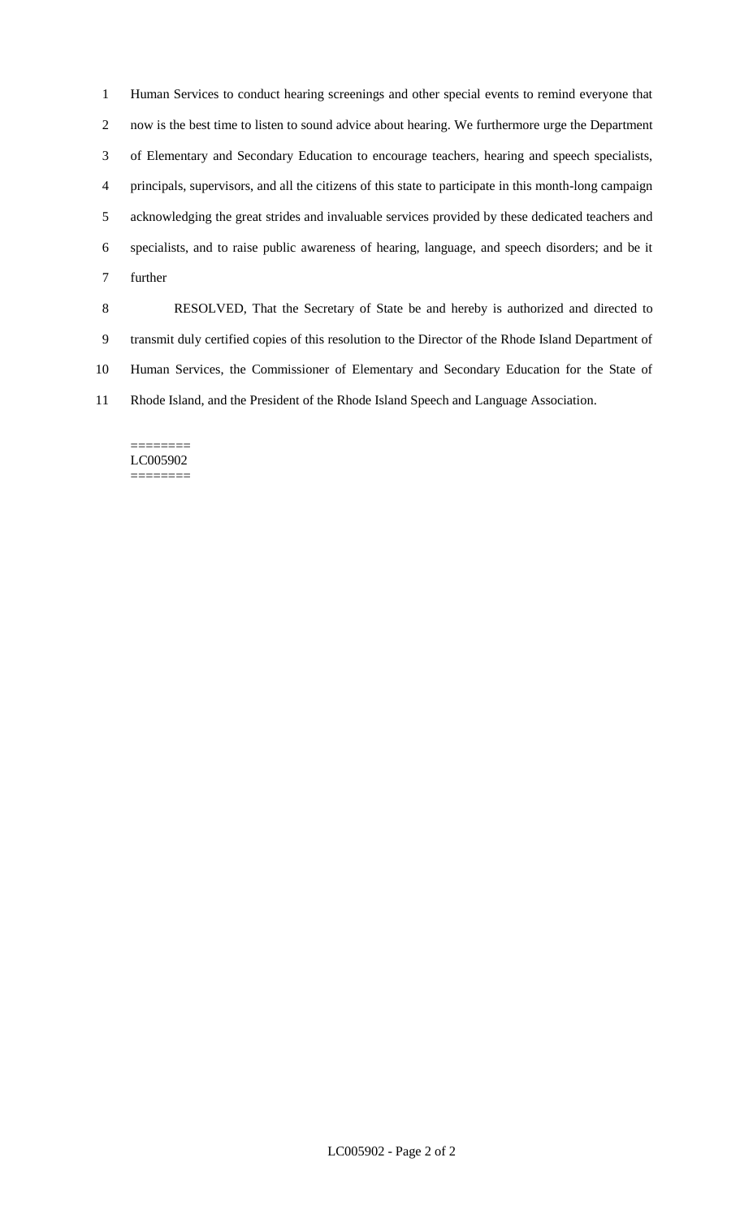Human Services to conduct hearing screenings and other special events to remind everyone that now is the best time to listen to sound advice about hearing. We furthermore urge the Department of Elementary and Secondary Education to encourage teachers, hearing and speech specialists, principals, supervisors, and all the citizens of this state to participate in this month-long campaign acknowledging the great strides and invaluable services provided by these dedicated teachers and specialists, and to raise public awareness of hearing, language, and speech disorders; and be it further

RESOLVED, That the Secretary of State be and hereby is authorized and directed to transmit duly certified copies of this resolution to the Director of the Rhode Island Department of Human Services, the Commissioner of Elementary and Secondary Education for the State of Rhode Island, and the President of the Rhode Island Speech and Language Association.

========
LC005902
========